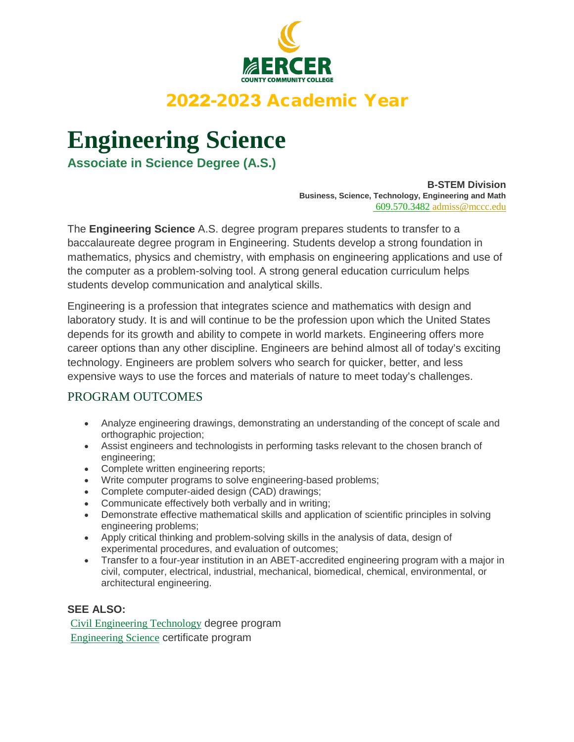MERCER
COUNTY COMMUNITY COLLEGE

## 2022-2023 Academic Year

# Engineering Science

**Associate in Science Degree (A.S.)**

**B-STEM Division**
**Business, Science, Technology, Engineering and Math**
609.570.3482 admiss@mccc.edu

The **Engineering Science** A.S. degree program prepares students to transfer to a baccalaureate degree program in Engineering. Students develop a strong foundation in mathematics, physics and chemistry, with emphasis on engineering applications and use of the computer as a problem-solving tool. A strong general education curriculum helps students develop communication and analytical skills.

Engineering is a profession that integrates science and mathematics with design and laboratory study. It is and will continue to be the profession upon which the United States depends for its growth and ability to compete in world markets. Engineering offers more career options than any other discipline. Engineers are behind almost all of today's exciting technology. Engineers are problem solvers who search for quicker, better, and less expensive ways to use the forces and materials of nature to meet today's challenges.

## PROGRAM OUTCOMES

- Analyze engineering drawings, demonstrating an understanding of the concept of scale and orthographic projection;
- Assist engineers and technologists in performing tasks relevant to the chosen branch of engineering;
- Complete written engineering reports;
- Write computer programs to solve engineering-based problems;
- Complete computer-aided design (CAD) drawings;
- Communicate effectively both verbally and in writing;
- Demonstrate effective mathematical skills and application of scientific principles in solving engineering problems;
- Apply critical thinking and problem-solving skills in the analysis of data, design of experimental procedures, and evaluation of outcomes;
- Transfer to a four-year institution in an ABET-accredited engineering program with a major in civil, computer, electrical, industrial, mechanical, biomedical, chemical, environmental, or architectural engineering.

**SEE ALSO:**

Civil Engineering Technology degree program
Engineering Science certificate program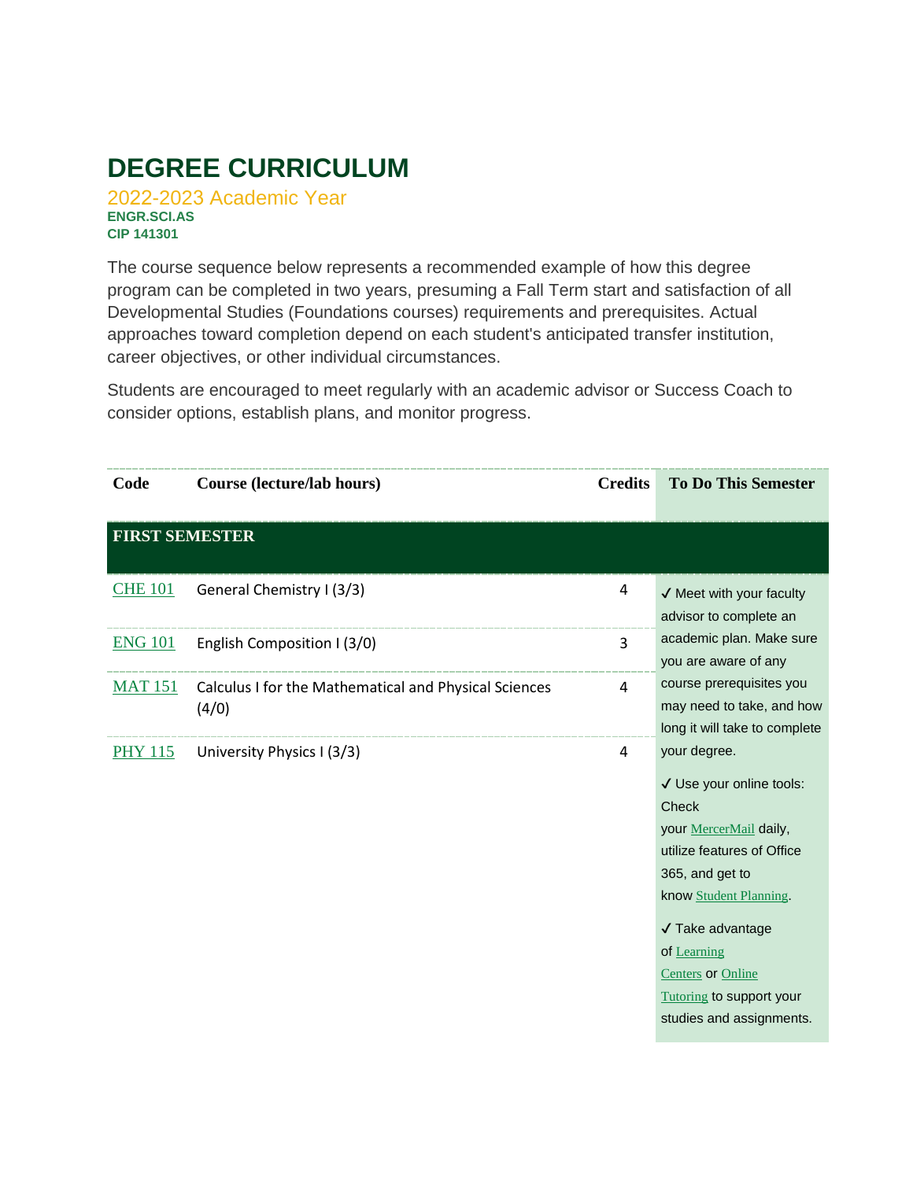# DEGREE CURRICULUM

## 2022-2023 Academic Year

**ENGR.SCI.AS**
**CIP 141301**

The course sequence below represents a recommended example of how this degree program can be completed in two years, presuming a Fall Term start and satisfaction of all Developmental Studies (Foundations courses) requirements and prerequisites. Actual approaches toward completion depend on each student's anticipated transfer institution, career objectives, or other individual circumstances.

Students are encouraged to meet regularly with an academic advisor or Success Coach to consider options, establish plans, and monitor progress.

| Code | Course (lecture/lab hours) | Credits | To Do This Semester |
|---|---|---|---|
| **FIRST SEMESTER** | | | |
| CHE 101 | General Chemistry I (3/3) | 4 | ✓ Meet with your faculty advisor to complete an academic plan. Make sure you are aware of any course prerequisites you may need to take, and how long it will take to complete your degree.<br><br>✓ Use your online tools: Check your MercerMail daily, utilize features of Office 365, and get to know Student Planning.<br><br>✓ Take advantage of Learning Centers or Online Tutoring to support your studies and assignments. |
| ENG 101 | English Composition I (3/0) | 3 | |
| MAT 151 | Calculus I for the Mathematical and Physical Sciences (4/0) | 4 | |
| PHY 115 | University Physics I (3/3) | 4 | |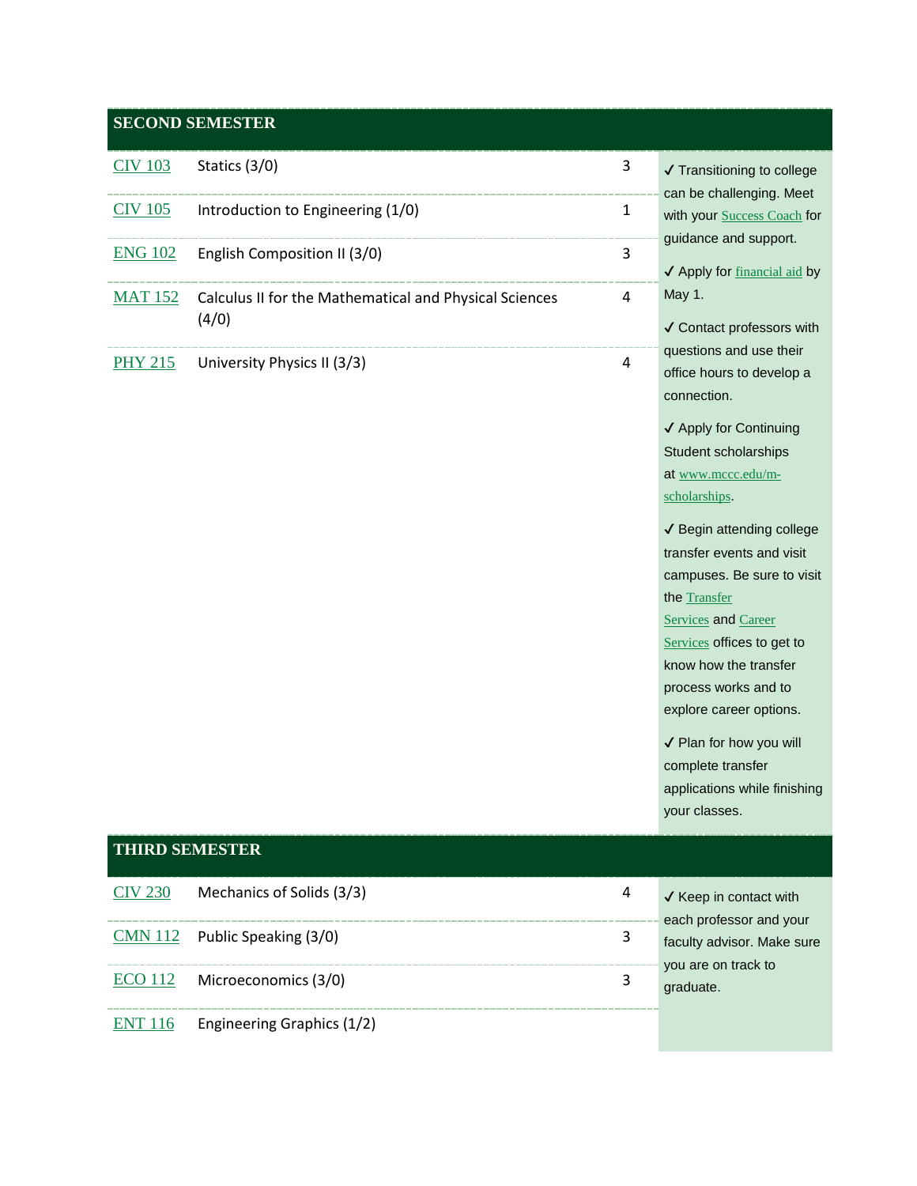## SECOND SEMESTER

| Course | Title | Credits |
|---|---|---|
| CIV 103 | Statics (3/0) | 3 |
| CIV 105 | Introduction to Engineering (1/0) | 1 |
| ENG 102 | English Composition II (3/0) | 3 |
| MAT 152 | Calculus II for the Mathematical and Physical Sciences (4/0) | 4 |
| PHY 215 | University Physics II (3/3) | 4 |

✓ Transitioning to college can be challenging. Meet with your Success Coach for guidance and support.

✓ Apply for financial aid by May 1.

✓ Contact professors with questions and use their office hours to develop a connection.

✓ Apply for Continuing Student scholarships at www.mccc.edu/m-scholarships.

✓ Begin attending college transfer events and visit campuses. Be sure to visit the Transfer Services and Career Services offices to get to know how the transfer process works and to explore career options.

✓ Plan for how you will complete transfer applications while finishing your classes.

## THIRD SEMESTER

| Course | Title | Credits |
|---|---|---|
| CIV 230 | Mechanics of Solids (3/3) | 4 |
| CMN 112 | Public Speaking (3/0) | 3 |
| ECO 112 | Microeconomics (3/0) | 3 |
| ENT 116 | Engineering Graphics (1/2) | |

✓ Keep in contact with each professor and your faculty advisor. Make sure you are on track to graduate.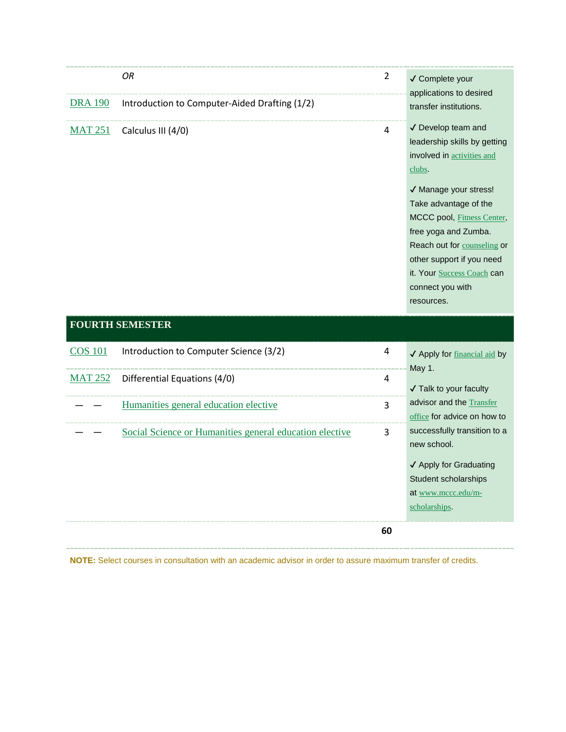| | | | |
|---|---|---|---|
| | *OR* | 2 | ✓ Complete your applications to desired transfer institutions. |
| DRA 190 | Introduction to Computer-Aided Drafting (1/2) | | |
| MAT 251 | Calculus III (4/0) | 4 | ✓ Develop team and leadership skills by getting involved in activities and clubs.<br><br>✓ Manage your stress! Take advantage of the MCCC pool, Fitness Center, free yoga and Zumba. Reach out for counseling or other support if you need it. Your Success Coach can connect you with resources. |
| **FOURTH SEMESTER** | | | |
| COS 101 | Introduction to Computer Science (3/2) | 4 | ✓ Apply for financial aid by May 1.<br><br>✓ Talk to your faculty advisor and the Transfer office for advice on how to successfully transition to a new school.<br><br>✓ Apply for Graduating Student scholarships at www.mccc.edu/m-scholarships. |
| — — | Differential Equations (4/0) | 4 | |
| — — | Humanities general education elective | 3 | |
| — — | Social Science or Humanities general education elective | 3 | |
| | | **60** | |

**NOTE:** Select courses in consultation with an academic advisor in order to assure maximum transfer of credits.